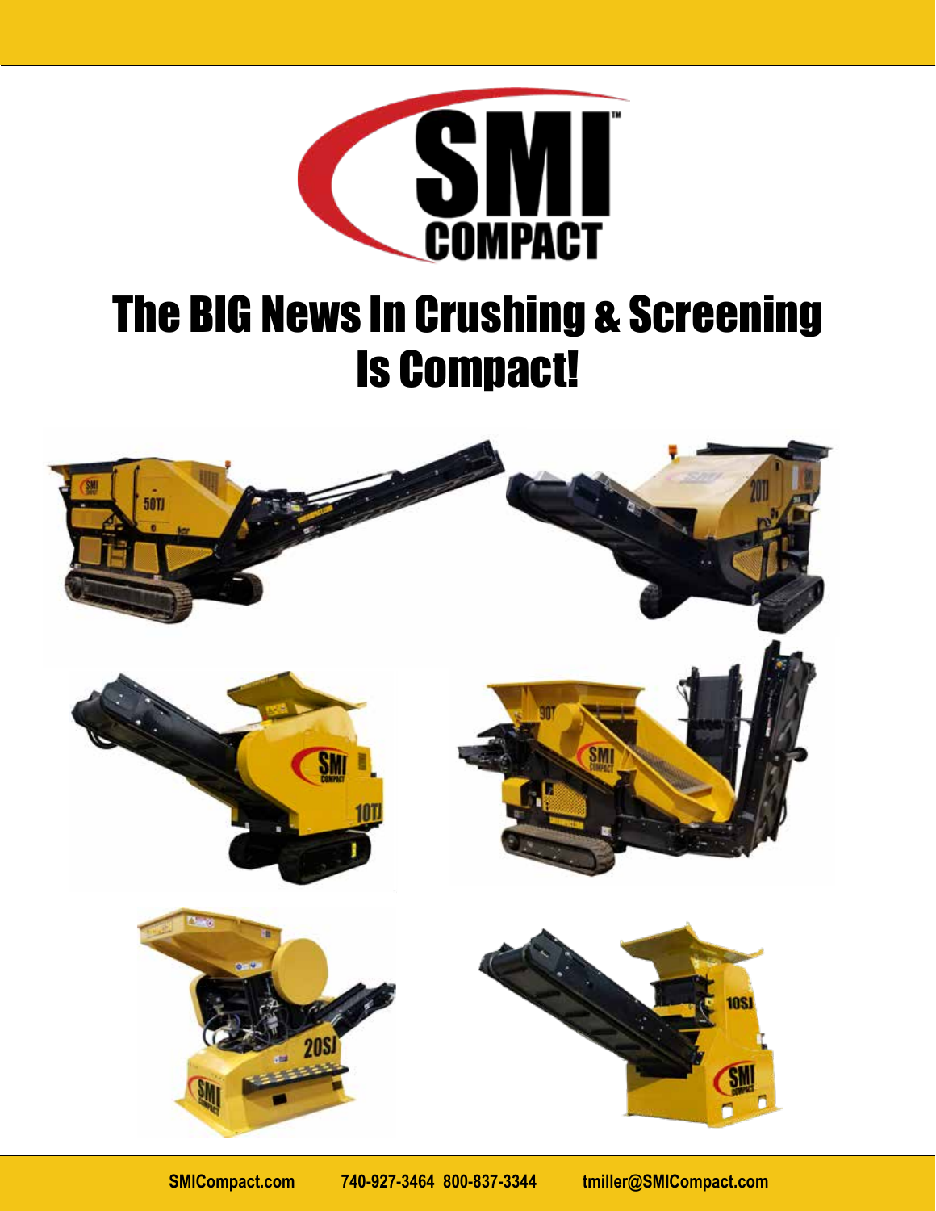# SMI COMPACT

## The BIG News In Crushing & Screening Is Compact!

SMICompact.com    740-927-3464  800-837-3344    tmiller@SMICompact.com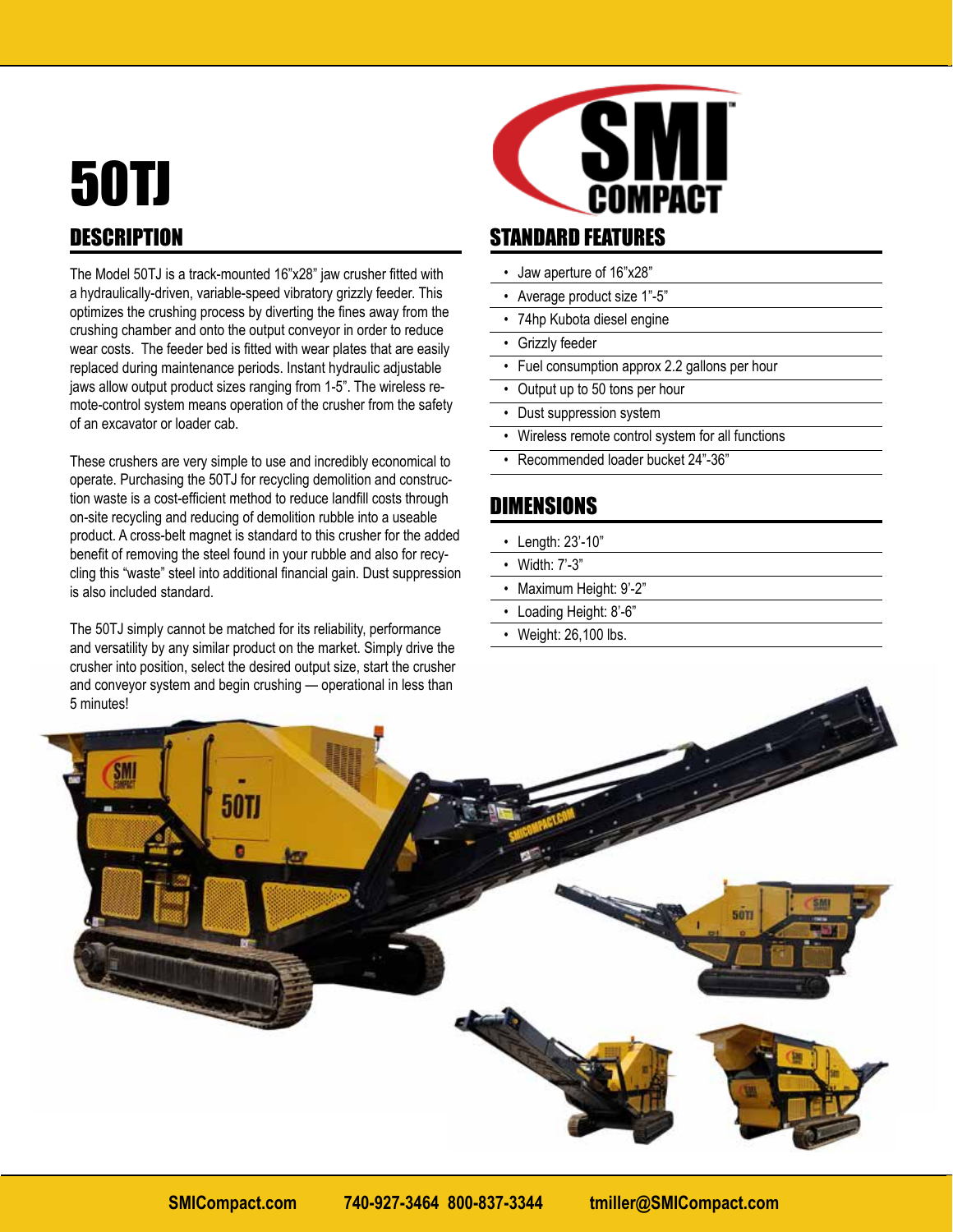# 50TJ

## DESCRIPTION

The Model 50TJ is a track-mounted 16"x28" jaw crusher fitted with a hydraulically-driven, variable-speed vibratory grizzly feeder. This optimizes the crushing process by diverting the fines away from the crushing chamber and onto the output conveyor in order to reduce wear costs. The feeder bed is fitted with wear plates that are easily replaced during maintenance periods. Instant hydraulic adjustable jaws allow output product sizes ranging from 1-5". The wireless remote-control system means operation of the crusher from the safety of an excavator or loader cab.

These crushers are very simple to use and incredibly economical to operate. Purchasing the 50TJ for recycling demolition and construction waste is a cost-efficient method to reduce landfill costs through on-site recycling and reducing of demolition rubble into a useable product. A cross-belt magnet is standard to this crusher for the added benefit of removing the steel found in your rubble and also for recycling this "waste" steel into additional financial gain. Dust suppression is also included standard.

The 50TJ simply cannot be matched for its reliability, performance and versatility by any similar product on the market. Simply drive the crusher into position, select the desired output size, start the crusher and conveyor system and begin crushing — operational in less than 5 minutes!

## STANDARD FEATURES

- Jaw aperture of 16"x28"
- Average product size 1"-5"
- 74hp Kubota diesel engine
- Grizzly feeder
- Fuel consumption approx 2.2 gallons per hour
- Output up to 50 tons per hour
- Dust suppression system
- Wireless remote control system for all functions
- Recommended loader bucket 24"-36"

## DIMENSIONS

- Length: 23'-10"
- Width: 7'-3"
- Maximum Height: 9'-2"
- Loading Height: 8'-6"
- Weight: 26,100 lbs.

SMICompact.com 740-927-3464 800-837-3344 tmiller@SMICompact.com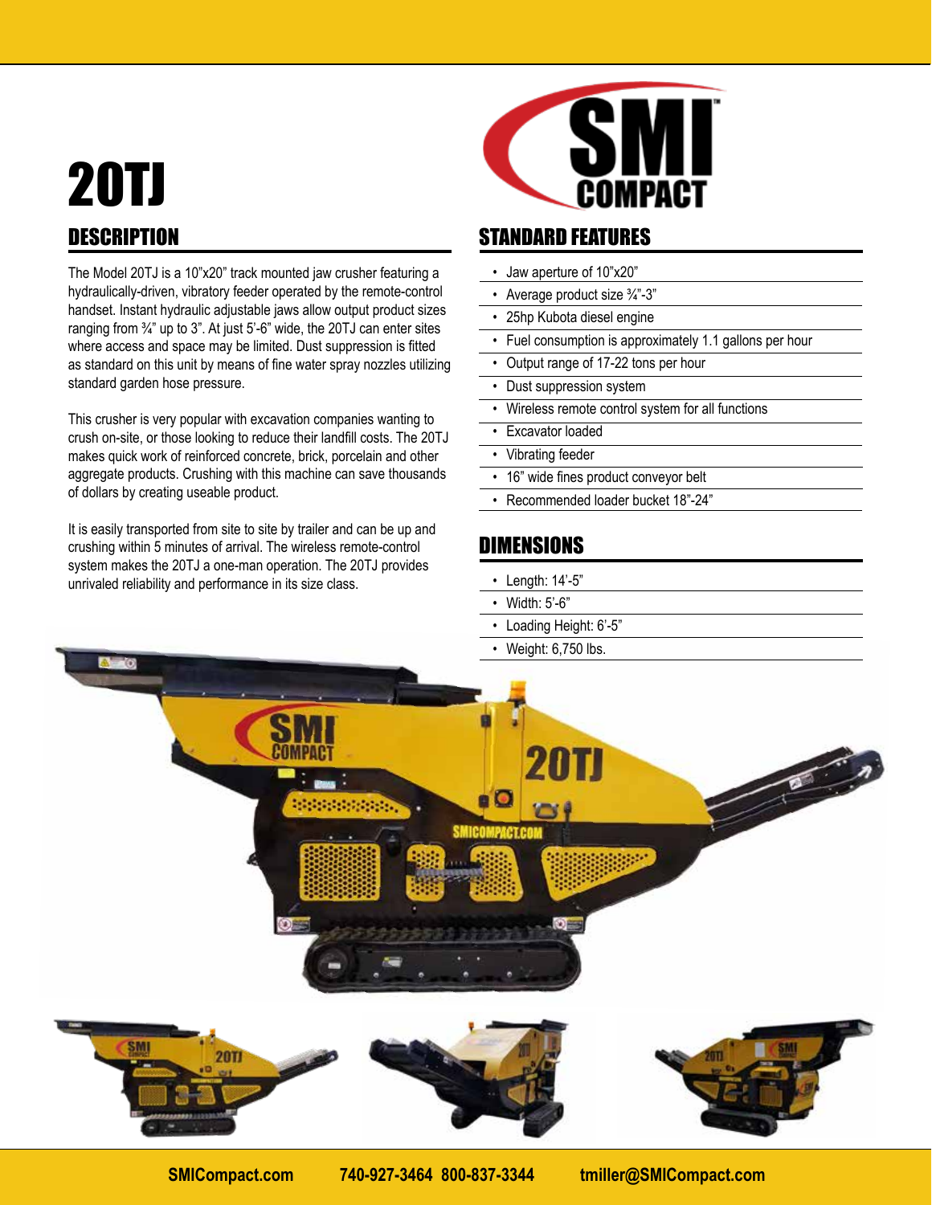# 20TJ

## DESCRIPTION

The Model 20TJ is a 10"x20" track mounted jaw crusher featuring a hydraulically-driven, vibratory feeder operated by the remote-control handset. Instant hydraulic adjustable jaws allow output product sizes ranging from ¾" up to 3". At just 5'-6" wide, the 20TJ can enter sites where access and space may be limited. Dust suppression is fitted as standard on this unit by means of fine water spray nozzles utilizing standard garden hose pressure.

This crusher is very popular with excavation companies wanting to crush on-site, or those looking to reduce their landfill costs. The 20TJ makes quick work of reinforced concrete, brick, porcelain and other aggregate products. Crushing with this machine can save thousands of dollars by creating useable product.

It is easily transported from site to site by trailer and can be up and crushing within 5 minutes of arrival. The wireless remote-control system makes the 20TJ a one-man operation. The 20TJ provides unrivaled reliability and performance in its size class.

## STANDARD FEATURES

- Jaw aperture of 10"x20"
- Average product size ¾"-3"
- 25hp Kubota diesel engine
- Fuel consumption is approximately 1.1 gallons per hour
- Output range of 17-22 tons per hour
- Dust suppression system
- Wireless remote control system for all functions
- Excavator loaded
- Vibrating feeder
- 16" wide fines product conveyor belt
- Recommended loader bucket 18"-24"

## DIMENSIONS

- Length: 14'-5"
- Width: 5'-6"
- Loading Height: 6'-5"
- Weight: 6,750 lbs.

SMICompact.com 740-927-3464 800-837-3344 tmiller@SMICompact.com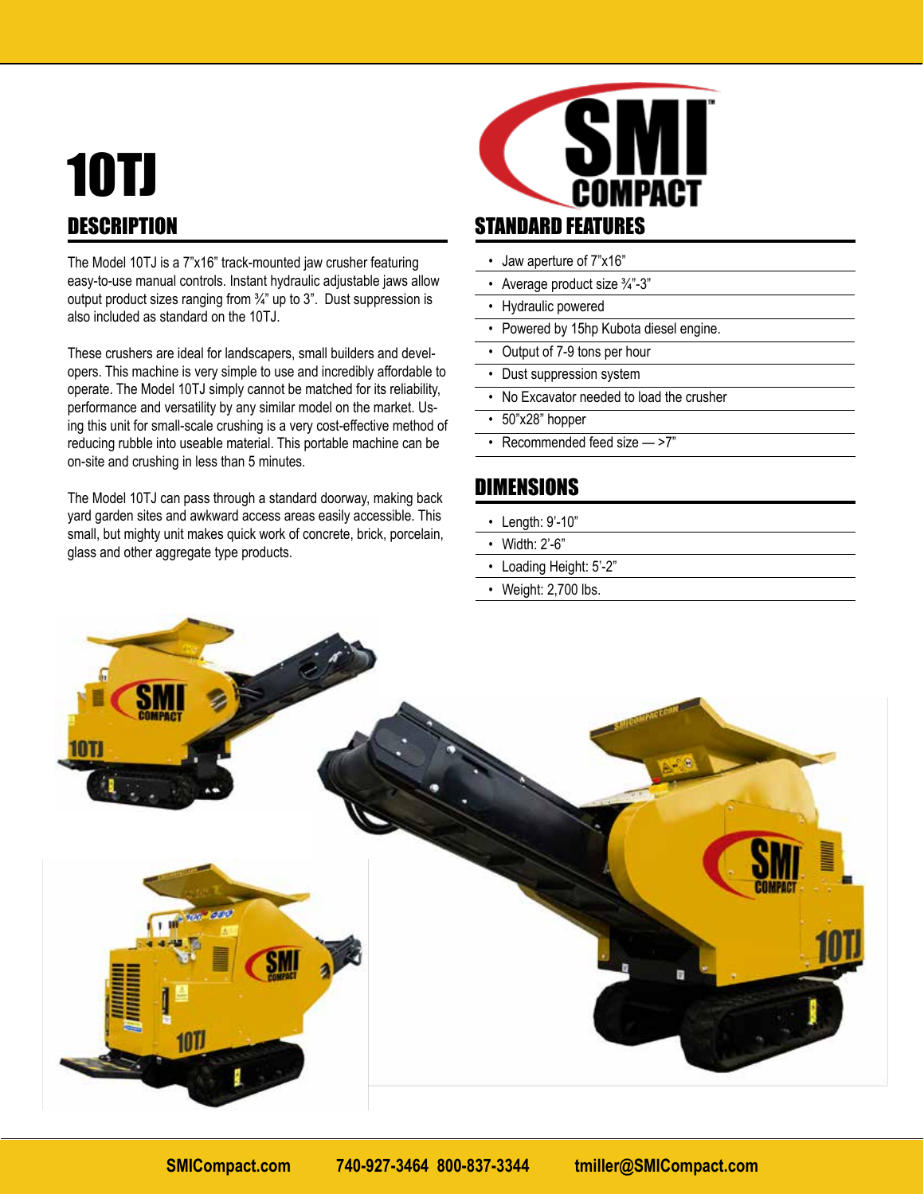# 10TJ

## DESCRIPTION

The Model 10TJ is a 7"x16" track-mounted jaw crusher featuring easy-to-use manual controls. Instant hydraulic adjustable jaws allow output product sizes ranging from ¾" up to 3". Dust suppression is also included as standard on the 10TJ.

These crushers are ideal for landscapers, small builders and developers. This machine is very simple to use and incredibly affordable to operate. The Model 10TJ simply cannot be matched for its reliability, performance and versatility by any similar model on the market. Using this unit for small-scale crushing is a very cost-effective method of reducing rubble into useable material. This portable machine can be on-site and crushing in less than 5 minutes.

The Model 10TJ can pass through a standard doorway, making back yard garden sites and awkward access areas easily accessible. This small, but mighty unit makes quick work of concrete, brick, porcelain, glass and other aggregate type products.

## STANDARD FEATURES

- Jaw aperture of 7"x16"
- Average product size ¾"-3"
- Hydraulic powered
- Powered by 15hp Kubota diesel engine.
- Output of 7-9 tons per hour
- Dust suppression system
- No Excavator needed to load the crusher
- 50"x28" hopper
- Recommended feed size — >7"

## DIMENSIONS

- Length: 9'-10"
- Width: 2'-6"
- Loading Height: 5'-2"
- Weight: 2,700 lbs.

SMICompact.com 740-927-3464 800-837-3344 tmiller@SMICompact.com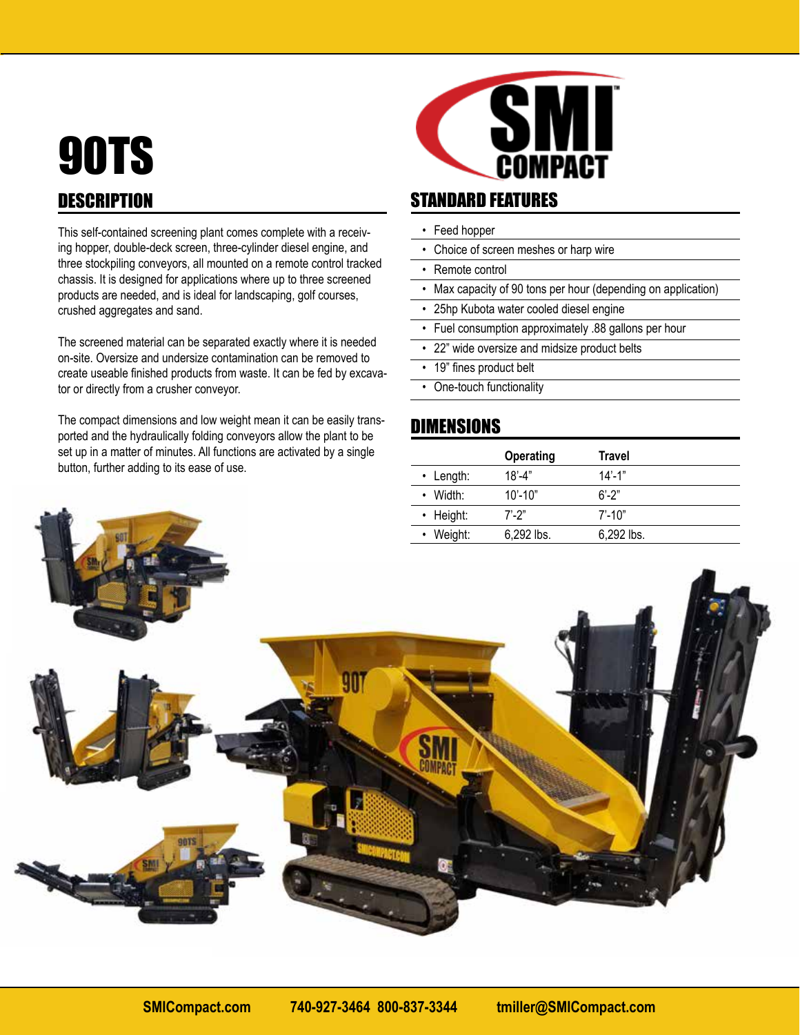# 90TS

## DESCRIPTION

This self-contained screening plant comes complete with a receiving hopper, double-deck screen, three-cylinder diesel engine, and three stockpiling conveyors, all mounted on a remote control tracked chassis. It is designed for applications where up to three screened products are needed, and is ideal for landscaping, golf courses, crushed aggregates and sand.

The screened material can be separated exactly where it is needed on-site. Oversize and undersize contamination can be removed to create useable finished products from waste. It can be fed by excavator or directly from a crusher conveyor.

The compact dimensions and low weight mean it can be easily transported and the hydraulically folding conveyors allow the plant to be set up in a matter of minutes. All functions are activated by a single button, further adding to its ease of use.

## STANDARD FEATURES

- Feed hopper
- Choice of screen meshes or harp wire
- Remote control
- Max capacity of 90 tons per hour (depending on application)
- 25hp Kubota water cooled diesel engine
- Fuel consumption approximately .88 gallons per hour
- 22" wide oversize and midsize product belts
- 19" fines product belt
- One-touch functionality

## DIMENSIONS

| | Operating | Travel |
|---|---|---|
| • Length: | 18'-4" | 14'-1" |
| • Width: | 10'-10" | 6'-2" |
| • Height: | 7'-2" | 7'-10" |
| • Weight: | 6,292 lbs. | 6,292 lbs. |

SMICompact.com 740-927-3464 800-837-3344 tmiller@SMICompact.com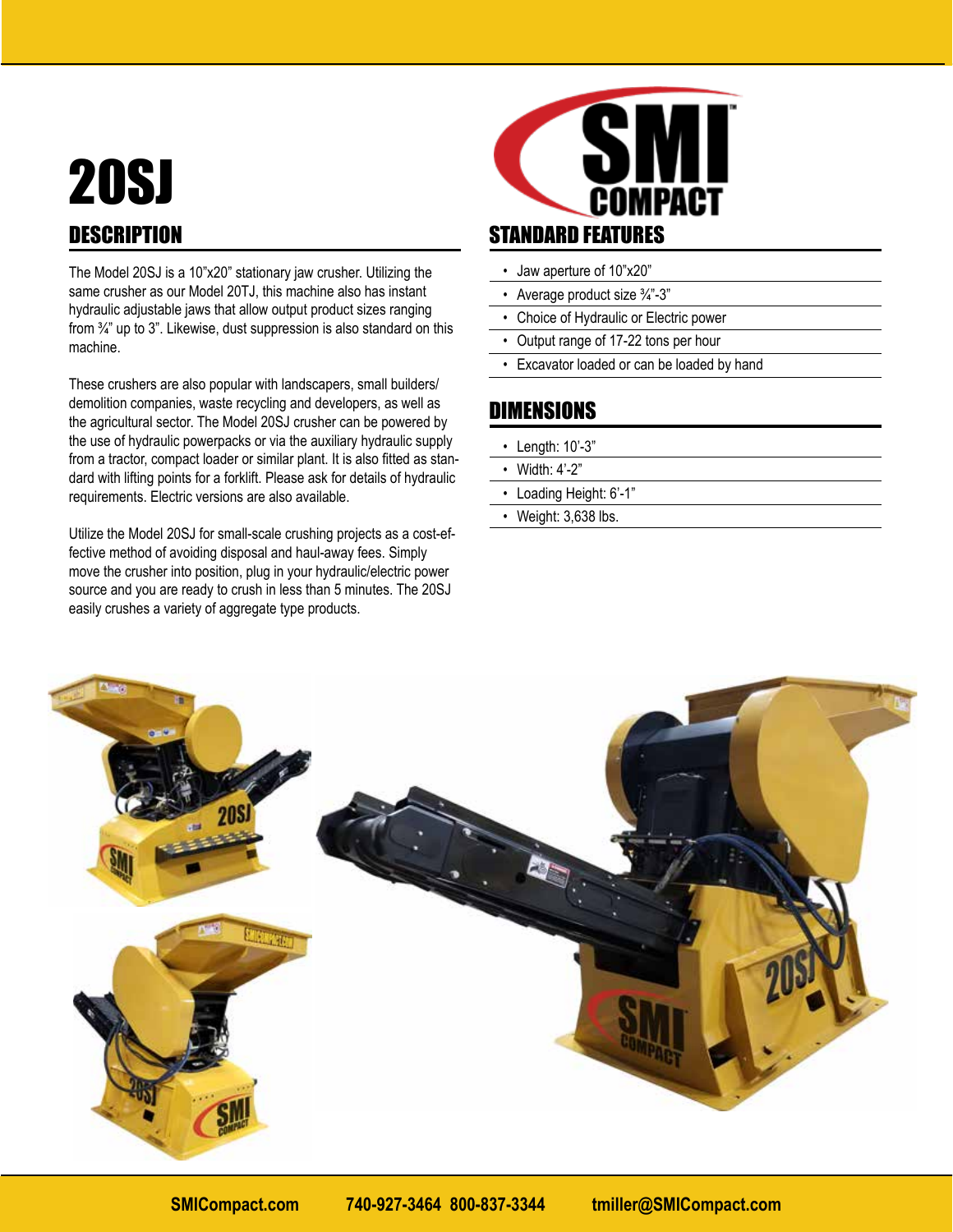# 20SJ

## DESCRIPTION

The Model 20SJ is a 10"x20" stationary jaw crusher. Utilizing the same crusher as our Model 20TJ, this machine also has instant hydraulic adjustable jaws that allow output product sizes ranging from ¾" up to 3". Likewise, dust suppression is also standard on this machine.

These crushers are also popular with landscapers, small builders/demolition companies, waste recycling and developers, as well as the agricultural sector. The Model 20SJ crusher can be powered by the use of hydraulic powerpacks or via the auxiliary hydraulic supply from a tractor, compact loader or similar plant. It is also fitted as standard with lifting points for a forklift. Please ask for details of hydraulic requirements. Electric versions are also available.

Utilize the Model 20SJ for small-scale crushing projects as a cost-effective method of avoiding disposal and haul-away fees. Simply move the crusher into position, plug in your hydraulic/electric power source and you are ready to crush in less than 5 minutes. The 20SJ easily crushes a variety of aggregate type products.

## STANDARD FEATURES

- Jaw aperture of 10"x20"
- Average product size ¾"-3"
- Choice of Hydraulic or Electric power
- Output range of 17-22 tons per hour
- Excavator loaded or can be loaded by hand

## DIMENSIONS

- Length: 10'-3"
- Width: 4'-2"
- Loading Height: 6'-1"
- Weight: 3,638 lbs.

SMICompact.com 740-927-3464 800-837-3344 tmiller@SMICompact.com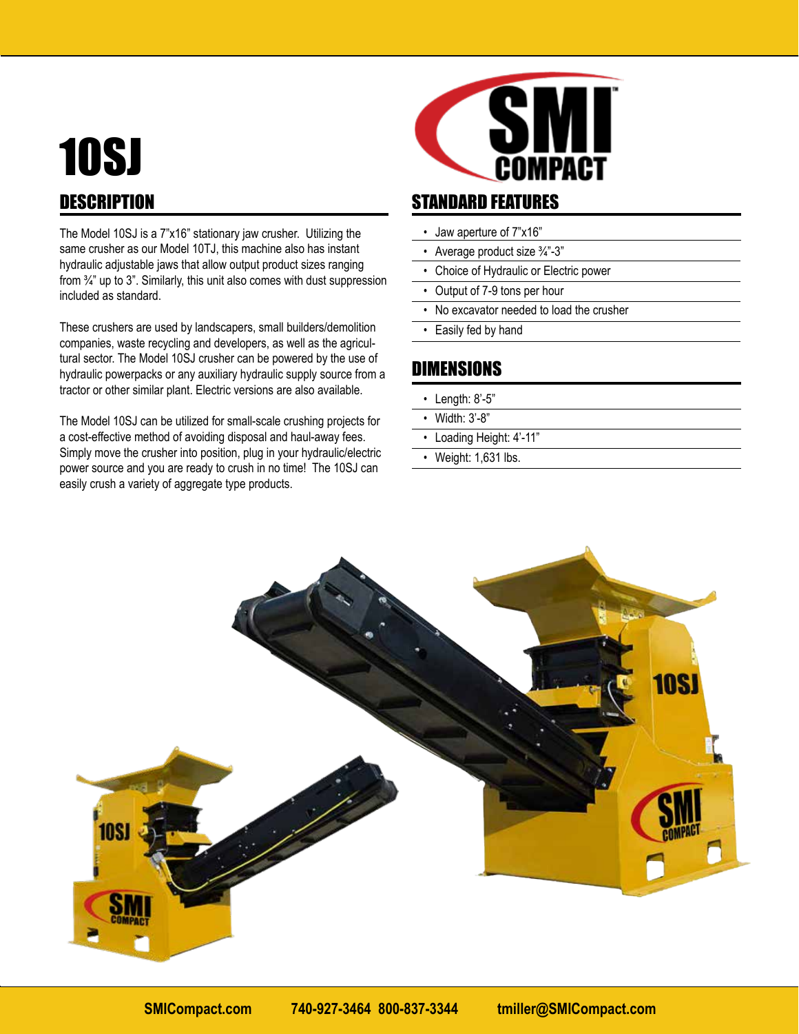# 10SJ

## DESCRIPTION

The Model 10SJ is a 7"x16" stationary jaw crusher. Utilizing the same crusher as our Model 10TJ, this machine also has instant hydraulic adjustable jaws that allow output product sizes ranging from ¾" up to 3". Similarly, this unit also comes with dust suppression included as standard.

These crushers are used by landscapers, small builders/demolition companies, waste recycling and developers, as well as the agricultural sector. The Model 10SJ crusher can be powered by the use of hydraulic powerpacks or any auxiliary hydraulic supply source from a tractor or other similar plant. Electric versions are also available.

The Model 10SJ can be utilized for small-scale crushing projects for a cost-effective method of avoiding disposal and haul-away fees. Simply move the crusher into position, plug in your hydraulic/electric power source and you are ready to crush in no time! The 10SJ can easily crush a variety of aggregate type products.

## STANDARD FEATURES

- Jaw aperture of 7"x16"
- Average product size ¾"-3"
- Choice of Hydraulic or Electric power
- Output of 7-9 tons per hour
- No excavator needed to load the crusher
- Easily fed by hand

## DIMENSIONS

- Length: 8'-5"
- Width: 3'-8"
- Loading Height: 4'-11"
- Weight: 1,631 lbs.

SMICompact.com 740-927-3464 800-837-3344 tmiller@SMICompact.com